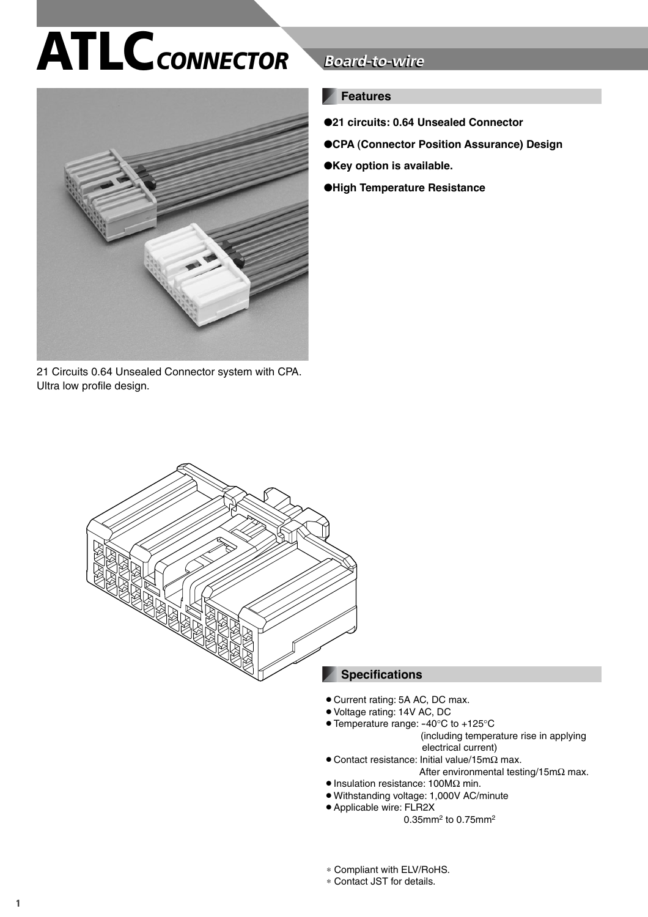# ATLC CONNECTOR

## Board-to-wire

21 Circuits 0.64 Unsealed Connector system with CPA.
Ultra low profile design.

### Features

- **21 circuits: 0.64 Unsealed Connector**
- **CPA (Connector Position Assurance) Design**
- **Key option is available.**
- **High Temperature Resistance**

### Specifications

- Current rating: 5A AC, DC max.
- Voltage rating: 14V AC, DC
- Temperature range: -40°C to +125°C
  (including temperature rise in applying electrical current)
- Contact resistance: Initial value/15mΩ max.
  After environmental testing/15mΩ max.
- Insulation resistance: 100MΩ min.
- Withstanding voltage: 1,000V AC/minute
- Applicable wire: FLR2X
  0.35mm$^2$ to 0.75mm$^2$

* Compliant with ELV/RoHS.
* Contact JST for details.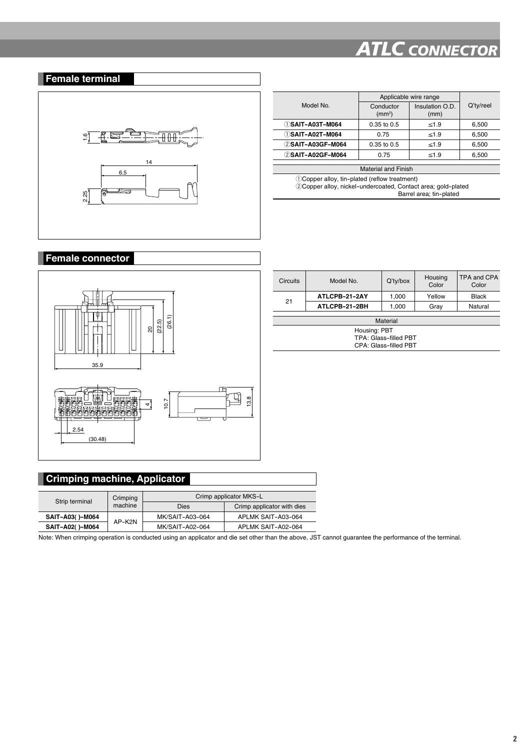## Female terminal

| Model No. | Applicable wire range | | Q'ty/reel |
|---|---|---|---|
| | Conductor ($mm^2$) | Insulation O.D. (mm) | |
| ①**SAIT-A03T-M064** | 0.35 to 0.5 | ≤1.9 | 6,500 |
| ①**SAIT-A02T-M064** | 0.75 | ≤1.9 | 6,500 |
| ②**SAIT-A03GF-M064** | 0.35 to 0.5 | ≤1.9 | 6,500 |
| ②**SAIT-A02GF-M064** | 0.75 | ≤1.9 | 6,500 |

| Material and Finish |
|---|
| ①Copper alloy, tin-plated (reflow treatment) |
| ②Copper alloy, nickel-undercoated, Contact area; gold-plated<br>Barrel area; tin-plated |

## Female connector

| Circuits | Model No. | Q'ty/box | Housing Color | TPA and CPA Color |
|---|---|---|---|---|
| 21 | **ATLCPB-21-2AY** | 1,000 | Yellow | Black |
| | **ATLCPB-21-2BH** | 1,000 | Gray | Natural |

| Material |
|---|
| Housing: PBT<br>TPA: Glass-filled PBT<br>CPA: Glass-filled PBT |

## Crimping machine, Applicator

| Strip terminal | Crimping machine | Crimp applicator MKS-L | |
|---|---|---|---|
| | | Dies | Crimp applicator with dies |
| **SAIT-A03( )-M064** | AP-K2N | MK/SAIT-A03-064 | APLMK SAIT-A03-064 |
| **SAIT-A02( )-M064** | | MK/SAIT-A02-064 | APLMK SAIT-A02-064 |

Note: When crimping operation is conducted using an applicator and die set other than the above, JST cannot guarantee the performance of the terminal.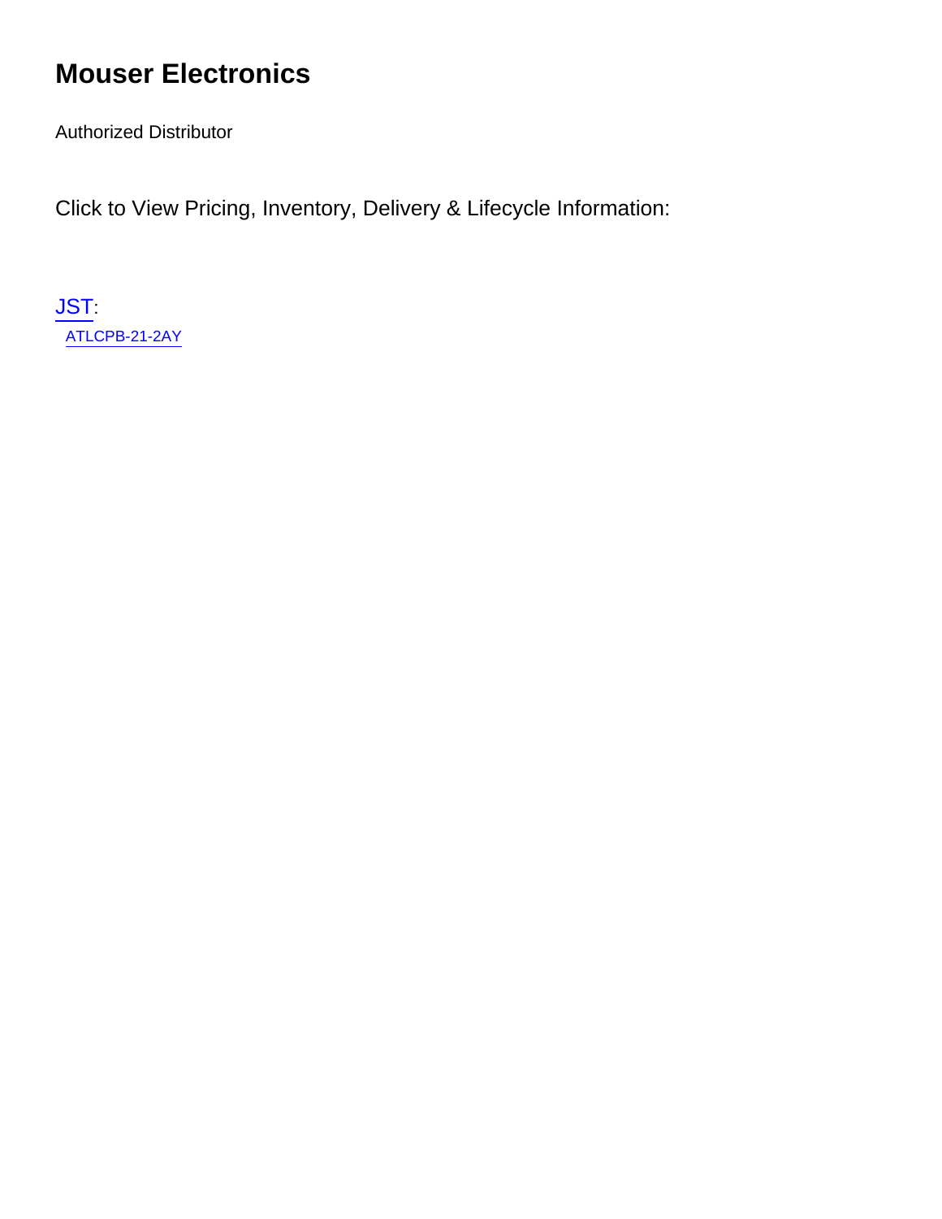# Mouser Electronics

Authorized Distributor

Click to View Pricing, Inventory, Delivery & Lifecycle Information:

JST:

ATLCPB-21-2AY